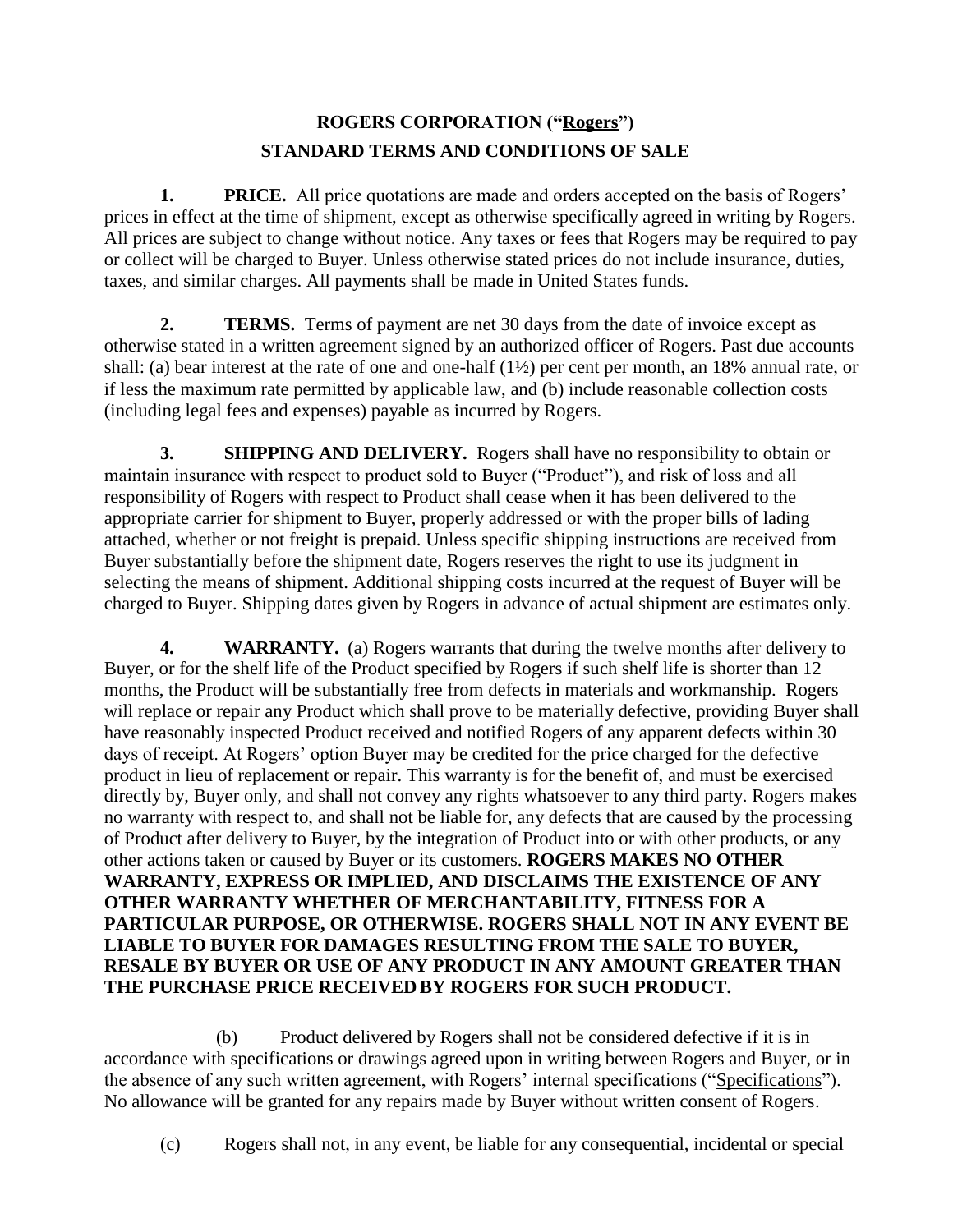# ROGERS CORPORATION ("Rogers")
# STANDARD TERMS AND CONDITIONS OF SALE

**1. PRICE.** All price quotations are made and orders accepted on the basis of Rogers' prices in effect at the time of shipment, except as otherwise specifically agreed in writing by Rogers. All prices are subject to change without notice. Any taxes or fees that Rogers may be required to pay or collect will be charged to Buyer. Unless otherwise stated prices do not include insurance, duties, taxes, and similar charges. All payments shall be made in United States funds.

**2. TERMS.** Terms of payment are net 30 days from the date of invoice except as otherwise stated in a written agreement signed by an authorized officer of Rogers. Past due accounts shall: (a) bear interest at the rate of one and one-half (1½) per cent per month, an 18% annual rate, or if less the maximum rate permitted by applicable law, and (b) include reasonable collection costs (including legal fees and expenses) payable as incurred by Rogers.

**3. SHIPPING AND DELIVERY.** Rogers shall have no responsibility to obtain or maintain insurance with respect to product sold to Buyer ("Product"), and risk of loss and all responsibility of Rogers with respect to Product shall cease when it has been delivered to the appropriate carrier for shipment to Buyer, properly addressed or with the proper bills of lading attached, whether or not freight is prepaid. Unless specific shipping instructions are received from Buyer substantially before the shipment date, Rogers reserves the right to use its judgment in selecting the means of shipment. Additional shipping costs incurred at the request of Buyer will be charged to Buyer. Shipping dates given by Rogers in advance of actual shipment are estimates only.

**4. WARRANTY.** (a) Rogers warrants that during the twelve months after delivery to Buyer, or for the shelf life of the Product specified by Rogers if such shelf life is shorter than 12 months, the Product will be substantially free from defects in materials and workmanship. Rogers will replace or repair any Product which shall prove to be materially defective, providing Buyer shall have reasonably inspected Product received and notified Rogers of any apparent defects within 30 days of receipt. At Rogers' option Buyer may be credited for the price charged for the defective product in lieu of replacement or repair. This warranty is for the benefit of, and must be exercised directly by, Buyer only, and shall not convey any rights whatsoever to any third party. Rogers makes no warranty with respect to, and shall not be liable for, any defects that are caused by the processing of Product after delivery to Buyer, by the integration of Product into or with other products, or any other actions taken or caused by Buyer or its customers. **ROGERS MAKES NO OTHER WARRANTY, EXPRESS OR IMPLIED, AND DISCLAIMS THE EXISTENCE OF ANY OTHER WARRANTY WHETHER OF MERCHANTABILITY, FITNESS FOR A PARTICULAR PURPOSE, OR OTHERWISE. ROGERS SHALL NOT IN ANY EVENT BE LIABLE TO BUYER FOR DAMAGES RESULTING FROM THE SALE TO BUYER, RESALE BY BUYER OR USE OF ANY PRODUCT IN ANY AMOUNT GREATER THAN THE PURCHASE PRICE RECEIVED BY ROGERS FOR SUCH PRODUCT.**

(b) Product delivered by Rogers shall not be considered defective if it is in accordance with specifications or drawings agreed upon in writing between Rogers and Buyer, or in the absence of any such written agreement, with Rogers' internal specifications ("Specifications"). No allowance will be granted for any repairs made by Buyer without written consent of Rogers.

(c) Rogers shall not, in any event, be liable for any consequential, incidental or special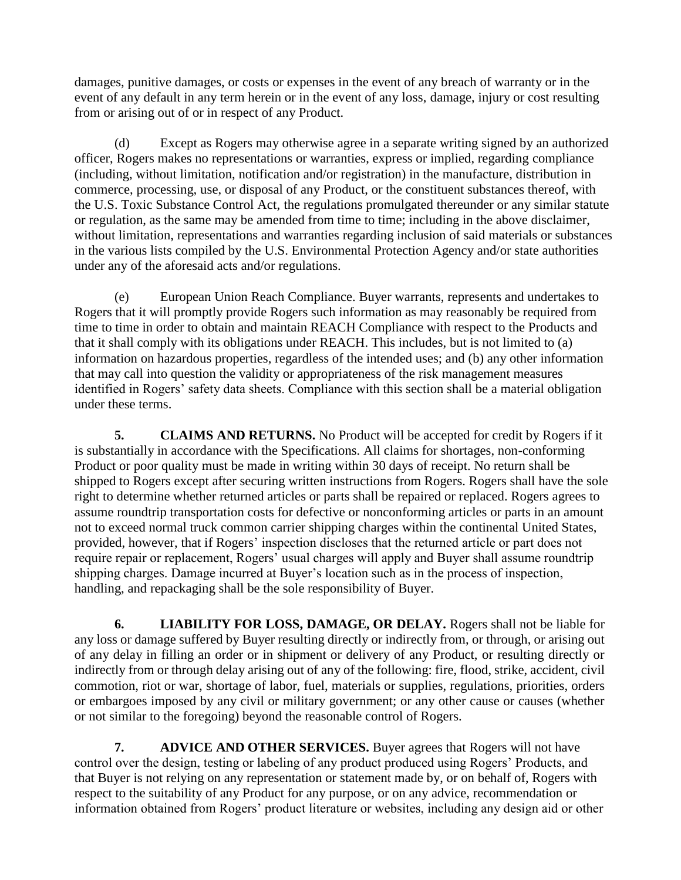damages, punitive damages, or costs or expenses in the event of any breach of warranty or in the event of any default in any term herein or in the event of any loss, damage, injury or cost resulting from or arising out of or in respect of any Product.

(d) Except as Rogers may otherwise agree in a separate writing signed by an authorized officer, Rogers makes no representations or warranties, express or implied, regarding compliance (including, without limitation, notification and/or registration) in the manufacture, distribution in commerce, processing, use, or disposal of any Product, or the constituent substances thereof, with the U.S. Toxic Substance Control Act, the regulations promulgated thereunder or any similar statute or regulation, as the same may be amended from time to time; including in the above disclaimer, without limitation, representations and warranties regarding inclusion of said materials or substances in the various lists compiled by the U.S. Environmental Protection Agency and/or state authorities under any of the aforesaid acts and/or regulations.

(e) European Union Reach Compliance. Buyer warrants, represents and undertakes to Rogers that it will promptly provide Rogers such information as may reasonably be required from time to time in order to obtain and maintain REACH Compliance with respect to the Products and that it shall comply with its obligations under REACH. This includes, but is not limited to (a) information on hazardous properties, regardless of the intended uses; and (b) any other information that may call into question the validity or appropriateness of the risk management measures identified in Rogers' safety data sheets. Compliance with this section shall be a material obligation under these terms.

**5. CLAIMS AND RETURNS.** No Product will be accepted for credit by Rogers if it is substantially in accordance with the Specifications. All claims for shortages, non-conforming Product or poor quality must be made in writing within 30 days of receipt. No return shall be shipped to Rogers except after securing written instructions from Rogers. Rogers shall have the sole right to determine whether returned articles or parts shall be repaired or replaced. Rogers agrees to assume roundtrip transportation costs for defective or nonconforming articles or parts in an amount not to exceed normal truck common carrier shipping charges within the continental United States, provided, however, that if Rogers' inspection discloses that the returned article or part does not require repair or replacement, Rogers' usual charges will apply and Buyer shall assume roundtrip shipping charges. Damage incurred at Buyer's location such as in the process of inspection, handling, and repackaging shall be the sole responsibility of Buyer.

**6. LIABILITY FOR LOSS, DAMAGE, OR DELAY.** Rogers shall not be liable for any loss or damage suffered by Buyer resulting directly or indirectly from, or through, or arising out of any delay in filling an order or in shipment or delivery of any Product, or resulting directly or indirectly from or through delay arising out of any of the following: fire, flood, strike, accident, civil commotion, riot or war, shortage of labor, fuel, materials or supplies, regulations, priorities, orders or embargoes imposed by any civil or military government; or any other cause or causes (whether or not similar to the foregoing) beyond the reasonable control of Rogers.

**7. ADVICE AND OTHER SERVICES.** Buyer agrees that Rogers will not have control over the design, testing or labeling of any product produced using Rogers' Products, and that Buyer is not relying on any representation or statement made by, or on behalf of, Rogers with respect to the suitability of any Product for any purpose, or on any advice, recommendation or information obtained from Rogers' product literature or websites, including any design aid or other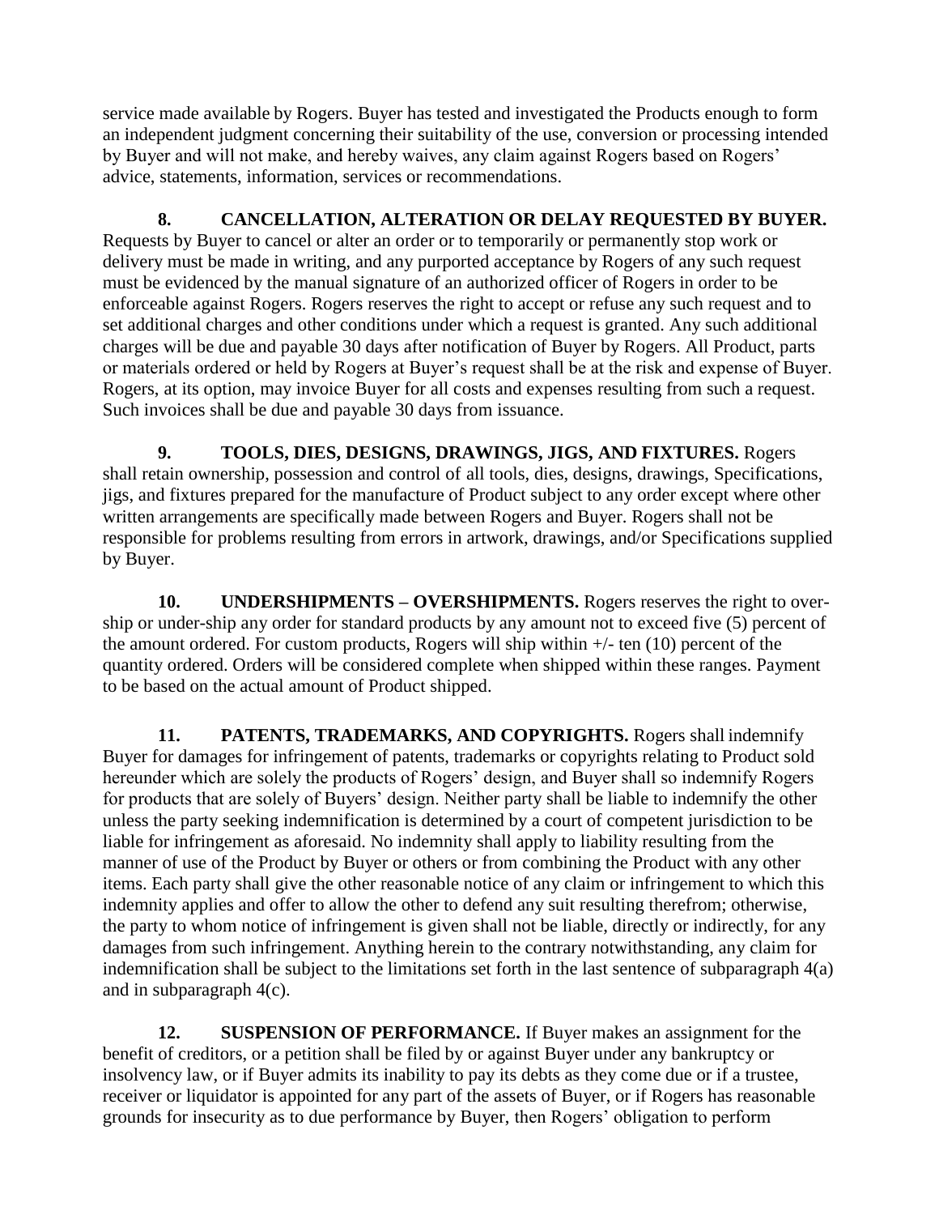service made available by Rogers. Buyer has tested and investigated the Products enough to form an independent judgment concerning their suitability of the use, conversion or processing intended by Buyer and will not make, and hereby waives, any claim against Rogers based on Rogers' advice, statements, information, services or recommendations.

**8. CANCELLATION, ALTERATION OR DELAY REQUESTED BY BUYER.** Requests by Buyer to cancel or alter an order or to temporarily or permanently stop work or delivery must be made in writing, and any purported acceptance by Rogers of any such request must be evidenced by the manual signature of an authorized officer of Rogers in order to be enforceable against Rogers. Rogers reserves the right to accept or refuse any such request and to set additional charges and other conditions under which a request is granted. Any such additional charges will be due and payable 30 days after notification of Buyer by Rogers. All Product, parts or materials ordered or held by Rogers at Buyer's request shall be at the risk and expense of Buyer. Rogers, at its option, may invoice Buyer for all costs and expenses resulting from such a request. Such invoices shall be due and payable 30 days from issuance.

**9. TOOLS, DIES, DESIGNS, DRAWINGS, JIGS, AND FIXTURES.** Rogers shall retain ownership, possession and control of all tools, dies, designs, drawings, Specifications, jigs, and fixtures prepared for the manufacture of Product subject to any order except where other written arrangements are specifically made between Rogers and Buyer. Rogers shall not be responsible for problems resulting from errors in artwork, drawings, and/or Specifications supplied by Buyer.

**10. UNDERSHIPMENTS – OVERSHIPMENTS.** Rogers reserves the right to over-ship or under-ship any order for standard products by any amount not to exceed five (5) percent of the amount ordered. For custom products, Rogers will ship within +/- ten (10) percent of the quantity ordered. Orders will be considered complete when shipped within these ranges. Payment to be based on the actual amount of Product shipped.

**11. PATENTS, TRADEMARKS, AND COPYRIGHTS.** Rogers shall indemnify Buyer for damages for infringement of patents, trademarks or copyrights relating to Product sold hereunder which are solely the products of Rogers' design, and Buyer shall so indemnify Rogers for products that are solely of Buyers' design. Neither party shall be liable to indemnify the other unless the party seeking indemnification is determined by a court of competent jurisdiction to be liable for infringement as aforesaid. No indemnity shall apply to liability resulting from the manner of use of the Product by Buyer or others or from combining the Product with any other items. Each party shall give the other reasonable notice of any claim or infringement to which this indemnity applies and offer to allow the other to defend any suit resulting therefrom; otherwise, the party to whom notice of infringement is given shall not be liable, directly or indirectly, for any damages from such infringement. Anything herein to the contrary notwithstanding, any claim for indemnification shall be subject to the limitations set forth in the last sentence of subparagraph 4(a) and in subparagraph 4(c).

**12. SUSPENSION OF PERFORMANCE.** If Buyer makes an assignment for the benefit of creditors, or a petition shall be filed by or against Buyer under any bankruptcy or insolvency law, or if Buyer admits its inability to pay its debts as they come due or if a trustee, receiver or liquidator is appointed for any part of the assets of Buyer, or if Rogers has reasonable grounds for insecurity as to due performance by Buyer, then Rogers' obligation to perform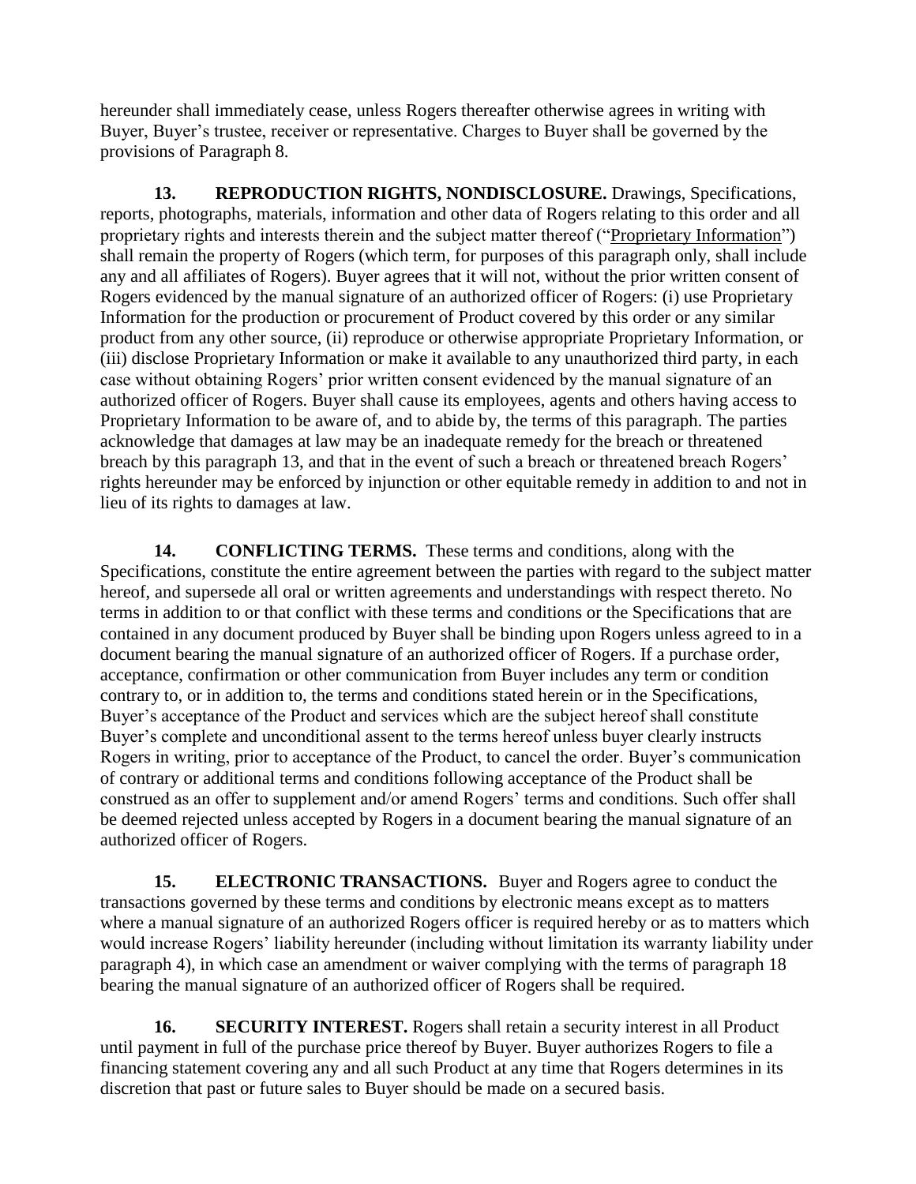hereunder shall immediately cease, unless Rogers thereafter otherwise agrees in writing with Buyer, Buyer's trustee, receiver or representative. Charges to Buyer shall be governed by the provisions of Paragraph 8.

**13. REPRODUCTION RIGHTS, NONDISCLOSURE.** Drawings, Specifications, reports, photographs, materials, information and other data of Rogers relating to this order and all proprietary rights and interests therein and the subject matter thereof ("Proprietary Information") shall remain the property of Rogers (which term, for purposes of this paragraph only, shall include any and all affiliates of Rogers). Buyer agrees that it will not, without the prior written consent of Rogers evidenced by the manual signature of an authorized officer of Rogers: (i) use Proprietary Information for the production or procurement of Product covered by this order or any similar product from any other source, (ii) reproduce or otherwise appropriate Proprietary Information, or (iii) disclose Proprietary Information or make it available to any unauthorized third party, in each case without obtaining Rogers' prior written consent evidenced by the manual signature of an authorized officer of Rogers. Buyer shall cause its employees, agents and others having access to Proprietary Information to be aware of, and to abide by, the terms of this paragraph. The parties acknowledge that damages at law may be an inadequate remedy for the breach or threatened breach by this paragraph 13, and that in the event of such a breach or threatened breach Rogers' rights hereunder may be enforced by injunction or other equitable remedy in addition to and not in lieu of its rights to damages at law.

**14. CONFLICTING TERMS.** These terms and conditions, along with the Specifications, constitute the entire agreement between the parties with regard to the subject matter hereof, and supersede all oral or written agreements and understandings with respect thereto. No terms in addition to or that conflict with these terms and conditions or the Specifications that are contained in any document produced by Buyer shall be binding upon Rogers unless agreed to in a document bearing the manual signature of an authorized officer of Rogers. If a purchase order, acceptance, confirmation or other communication from Buyer includes any term or condition contrary to, or in addition to, the terms and conditions stated herein or in the Specifications, Buyer's acceptance of the Product and services which are the subject hereof shall constitute Buyer's complete and unconditional assent to the terms hereof unless buyer clearly instructs Rogers in writing, prior to acceptance of the Product, to cancel the order. Buyer's communication of contrary or additional terms and conditions following acceptance of the Product shall be construed as an offer to supplement and/or amend Rogers' terms and conditions. Such offer shall be deemed rejected unless accepted by Rogers in a document bearing the manual signature of an authorized officer of Rogers.

**15. ELECTRONIC TRANSACTIONS.** Buyer and Rogers agree to conduct the transactions governed by these terms and conditions by electronic means except as to matters where a manual signature of an authorized Rogers officer is required hereby or as to matters which would increase Rogers' liability hereunder (including without limitation its warranty liability under paragraph 4), in which case an amendment or waiver complying with the terms of paragraph 18 bearing the manual signature of an authorized officer of Rogers shall be required.

**16. SECURITY INTEREST.** Rogers shall retain a security interest in all Product until payment in full of the purchase price thereof by Buyer. Buyer authorizes Rogers to file a financing statement covering any and all such Product at any time that Rogers determines in its discretion that past or future sales to Buyer should be made on a secured basis.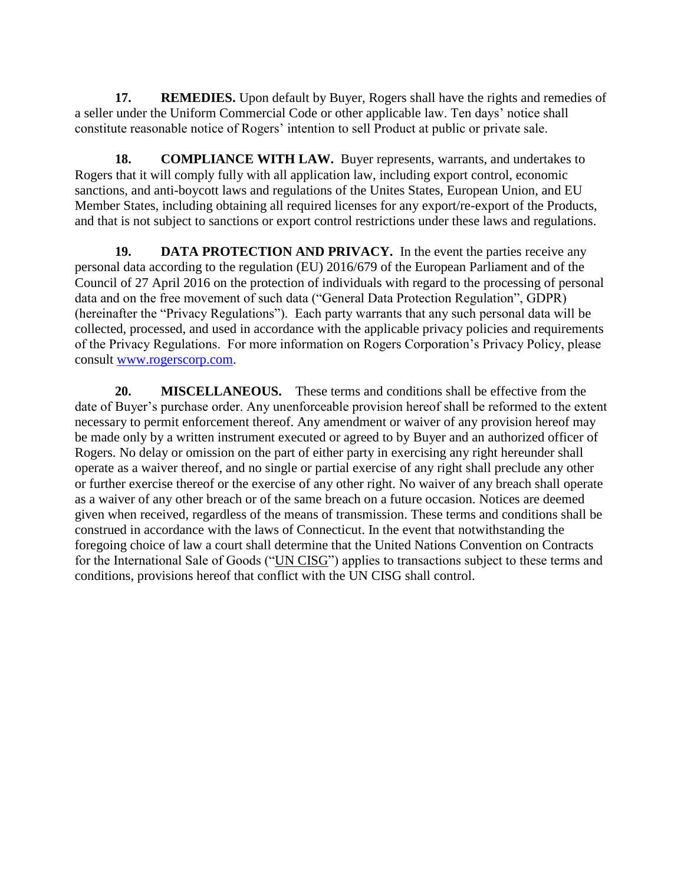**17. REMEDIES.** Upon default by Buyer, Rogers shall have the rights and remedies of a seller under the Uniform Commercial Code or other applicable law. Ten days' notice shall constitute reasonable notice of Rogers' intention to sell Product at public or private sale.

**18. COMPLIANCE WITH LAW.** Buyer represents, warrants, and undertakes to Rogers that it will comply fully with all application law, including export control, economic sanctions, and anti-boycott laws and regulations of the Unites States, European Union, and EU Member States, including obtaining all required licenses for any export/re-export of the Products, and that is not subject to sanctions or export control restrictions under these laws and regulations.

**19. DATA PROTECTION AND PRIVACY.** In the event the parties receive any personal data according to the regulation (EU) 2016/679 of the European Parliament and of the Council of 27 April 2016 on the protection of individuals with regard to the processing of personal data and on the free movement of such data ("General Data Protection Regulation", GDPR) (hereinafter the "Privacy Regulations"). Each party warrants that any such personal data will be collected, processed, and used in accordance with the applicable privacy policies and requirements of the Privacy Regulations. For more information on Rogers Corporation's Privacy Policy, please consult [www.rogerscorp.com](http://www.rogerscorp.com).

**20. MISCELLANEOUS.** These terms and conditions shall be effective from the date of Buyer's purchase order. Any unenforceable provision hereof shall be reformed to the extent necessary to permit enforcement thereof. Any amendment or waiver of any provision hereof may be made only by a written instrument executed or agreed to by Buyer and an authorized officer of Rogers. No delay or omission on the part of either party in exercising any right hereunder shall operate as a waiver thereof, and no single or partial exercise of any right shall preclude any other or further exercise thereof or the exercise of any other right. No waiver of any breach shall operate as a waiver of any other breach or of the same breach on a future occasion. Notices are deemed given when received, regardless of the means of transmission. These terms and conditions shall be construed in accordance with the laws of Connecticut. In the event that notwithstanding the foregoing choice of law a court shall determine that the United Nations Convention on Contracts for the International Sale of Goods ("UN CISG") applies to transactions subject to these terms and conditions, provisions hereof that conflict with the UN CISG shall control.